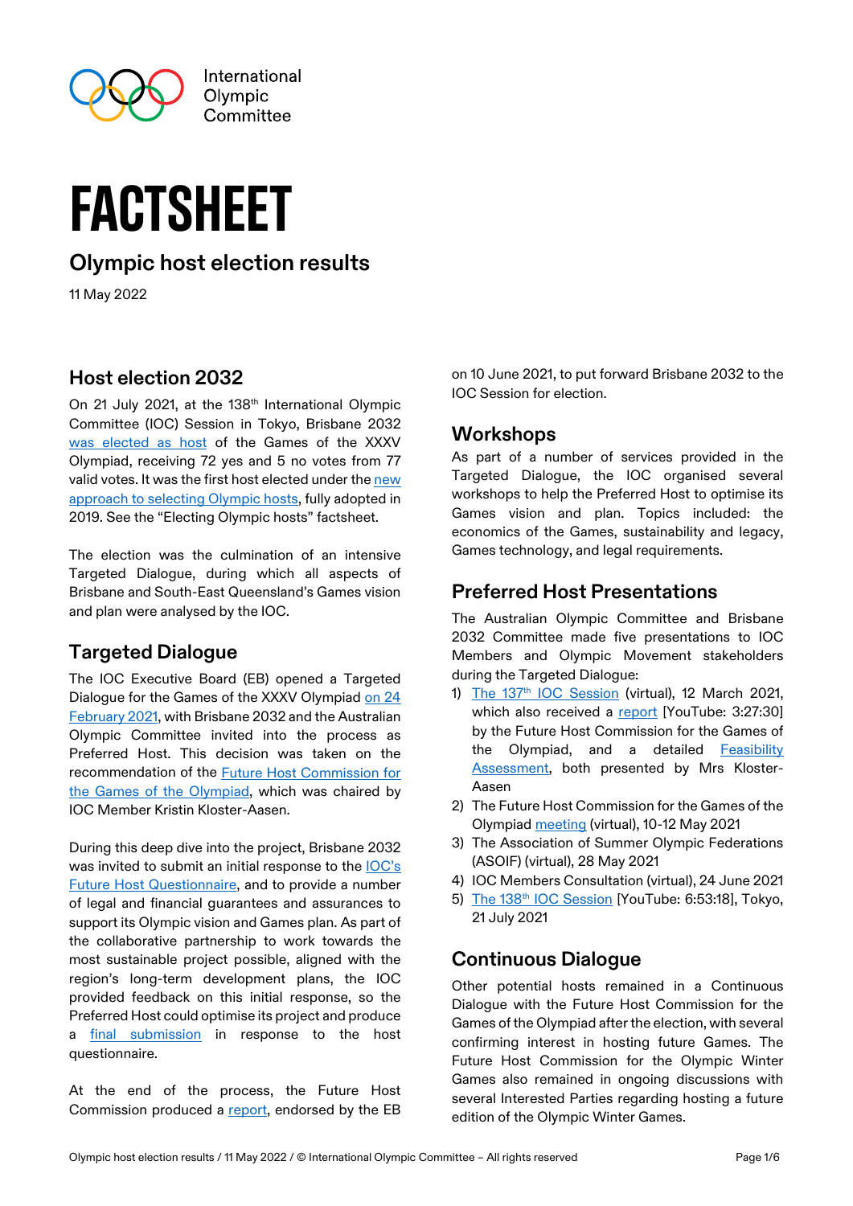International Olympic Committee

# FACTSHEET

## Olympic host election results

11 May 2022

### Host election 2032

On 21 July 2021, at the 138th International Olympic Committee (IOC) Session in Tokyo, Brisbane 2032 was elected as host of the Games of the XXXV Olympiad, receiving 72 yes and 5 no votes from 77 valid votes. It was the first host elected under the new approach to selecting Olympic hosts, fully adopted in 2019. See the "Electing Olympic hosts" factsheet.

The election was the culmination of an intensive Targeted Dialogue, during which all aspects of Brisbane and South-East Queensland's Games vision and plan were analysed by the IOC.

### Targeted Dialogue

The IOC Executive Board (EB) opened a Targeted Dialogue for the Games of the XXXV Olympiad on 24 February 2021, with Brisbane 2032 and the Australian Olympic Committee invited into the process as Preferred Host. This decision was taken on the recommendation of the Future Host Commission for the Games of the Olympiad, which was chaired by IOC Member Kristin Kloster-Aasen.

During this deep dive into the project, Brisbane 2032 was invited to submit an initial response to the IOC's Future Host Questionnaire, and to provide a number of legal and financial guarantees and assurances to support its Olympic vision and Games plan. As part of the collaborative partnership to work towards the most sustainable project possible, aligned with the region's long-term development plans, the IOC provided feedback on this initial response, so the Preferred Host could optimise its project and produce a final submission in response to the host questionnaire.

At the end of the process, the Future Host Commission produced a report, endorsed by the EB on 10 June 2021, to put forward Brisbane 2032 to the IOC Session for election.

### Workshops

As part of a number of services provided in the Targeted Dialogue, the IOC organised several workshops to help the Preferred Host to optimise its Games vision and plan. Topics included: the economics of the Games, sustainability and legacy, Games technology, and legal requirements.

### Preferred Host Presentations

The Australian Olympic Committee and Brisbane 2032 Committee made five presentations to IOC Members and Olympic Movement stakeholders during the Targeted Dialogue:

1) The 137th IOC Session (virtual), 12 March 2021, which also received a report [YouTube: 3:27:30] by the Future Host Commission for the Games of the Olympiad, and a detailed Feasibility Assessment, both presented by Mrs Kloster-Aasen
2) The Future Host Commission for the Games of the Olympiad meeting (virtual), 10-12 May 2021
3) The Association of Summer Olympic Federations (ASOIF) (virtual), 28 May 2021
4) IOC Members Consultation (virtual), 24 June 2021
5) The 138th IOC Session [YouTube: 6:53:18], Tokyo, 21 July 2021

### Continuous Dialogue

Other potential hosts remained in a Continuous Dialogue with the Future Host Commission for the Games of the Olympiad after the election, with several confirming interest in hosting future Games. The Future Host Commission for the Olympic Winter Games also remained in ongoing discussions with several Interested Parties regarding hosting a future edition of the Olympic Winter Games.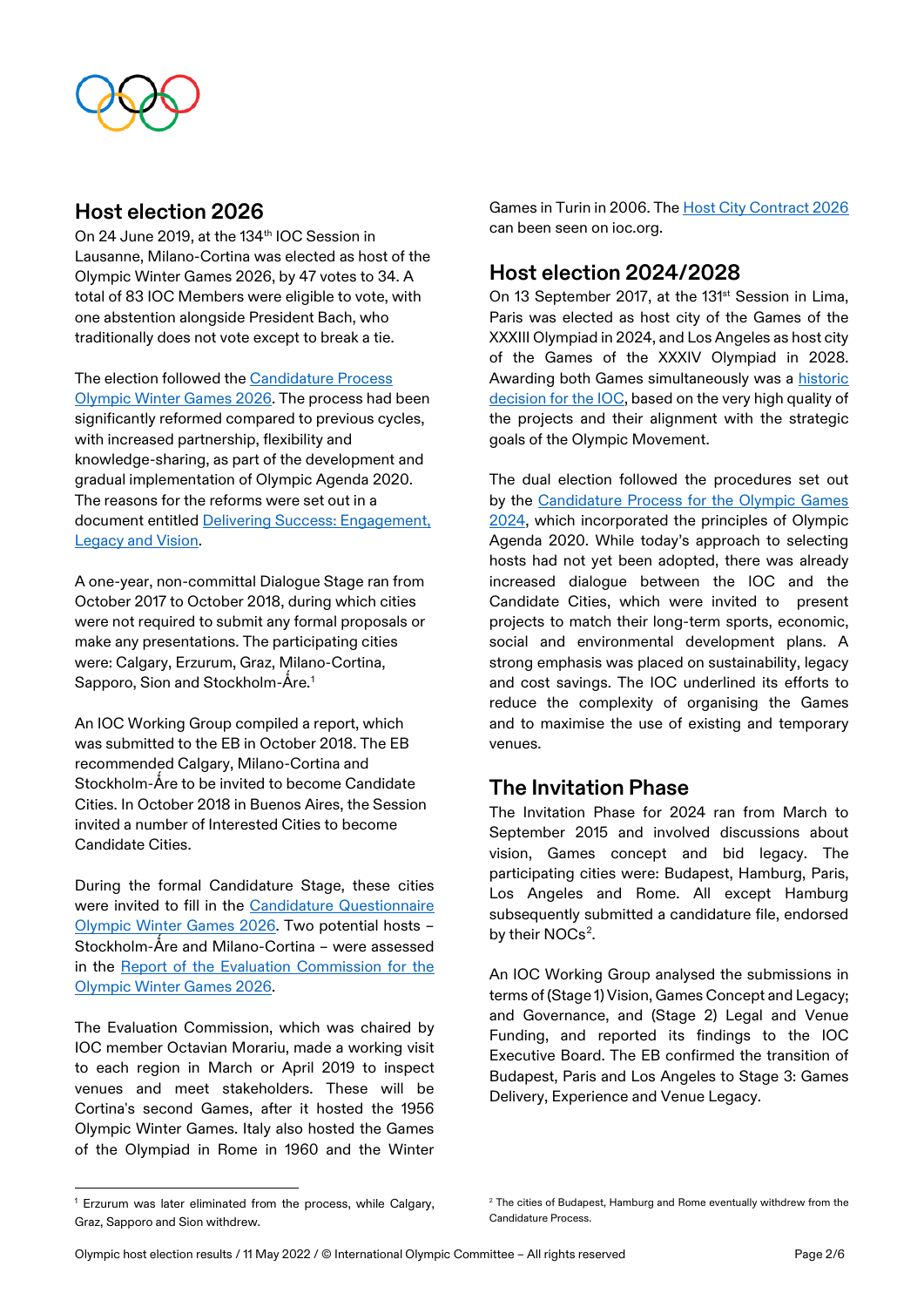## Host election 2026

On 24 June 2019, at the 134th IOC Session in Lausanne, Milano-Cortina was elected as host of the Olympic Winter Games 2026, by 47 votes to 34. A total of 83 IOC Members were eligible to vote, with one abstention alongside President Bach, who traditionally does not vote except to break a tie.

The election followed the [Candidature Process Olympic Winter Games 2026](). The process had been significantly reformed compared to previous cycles, with increased partnership, flexibility and knowledge-sharing, as part of the development and gradual implementation of Olympic Agenda 2020. The reasons for the reforms were set out in a document entitled [Delivering Success: Engagement, Legacy and Vision]().

A one-year, non-committal Dialogue Stage ran from October 2017 to October 2018, during which cities were not required to submit any formal proposals or make any presentations. The participating cities were: Calgary, Erzurum, Graz, Milano-Cortina, Sapporo, Sion and Stockholm-Åre.[1]

An IOC Working Group compiled a report, which was submitted to the EB in October 2018. The EB recommended Calgary, Milano-Cortina and Stockholm-Åre to be invited to become Candidate Cities. In October 2018 in Buenos Aires, the Session invited a number of Interested Cities to become Candidate Cities.

During the formal Candidature Stage, these cities were invited to fill in the [Candidature Questionnaire Olympic Winter Games 2026](). Two potential hosts – Stockholm-Åre and Milano-Cortina – were assessed in the [Report of the Evaluation Commission for the Olympic Winter Games 2026]().

The Evaluation Commission, which was chaired by IOC member Octavian Morariu, made a working visit to each region in March or April 2019 to inspect venues and meet stakeholders. These will be Cortina's second Games, after it hosted the 1956 Olympic Winter Games. Italy also hosted the Games of the Olympiad in Rome in 1960 and the Winter Games in Turin in 2006. The [Host City Contract 2026]() can been seen on ioc.org.

## Host election 2024/2028

On 13 September 2017, at the 131st Session in Lima, Paris was elected as host city of the Games of the XXXIII Olympiad in 2024, and Los Angeles as host city of the Games of the XXXIV Olympiad in 2028. Awarding both Games simultaneously was a [historic decision for the IOC](), based on the very high quality of the projects and their alignment with the strategic goals of the Olympic Movement.

The dual election followed the procedures set out by the [Candidature Process for the Olympic Games 2024](), which incorporated the principles of Olympic Agenda 2020. While today's approach to selecting hosts had not yet been adopted, there was already increased dialogue between the IOC and the Candidate Cities, which were invited to present projects to match their long-term sports, economic, social and environmental development plans. A strong emphasis was placed on sustainability, legacy and cost savings. The IOC underlined its efforts to reduce the complexity of organising the Games and to maximise the use of existing and temporary venues.

## The Invitation Phase

The Invitation Phase for 2024 ran from March to September 2015 and involved discussions about vision, Games concept and bid legacy. The participating cities were: Budapest, Hamburg, Paris, Los Angeles and Rome. All except Hamburg subsequently submitted a candidature file, endorsed by their NOCs[2].

An IOC Working Group analysed the submissions in terms of (Stage 1) Vision, Games Concept and Legacy; and Governance, and (Stage 2) Legal and Venue Funding, and reported its findings to the IOC Executive Board. The EB confirmed the transition of Budapest, Paris and Los Angeles to Stage 3: Games Delivery, Experience and Venue Legacy.

---

[1] Erzurum was later eliminated from the process, while Calgary, Graz, Sapporo and Sion withdrew.

[2] The cities of Budapest, Hamburg and Rome eventually withdrew from the Candidature Process.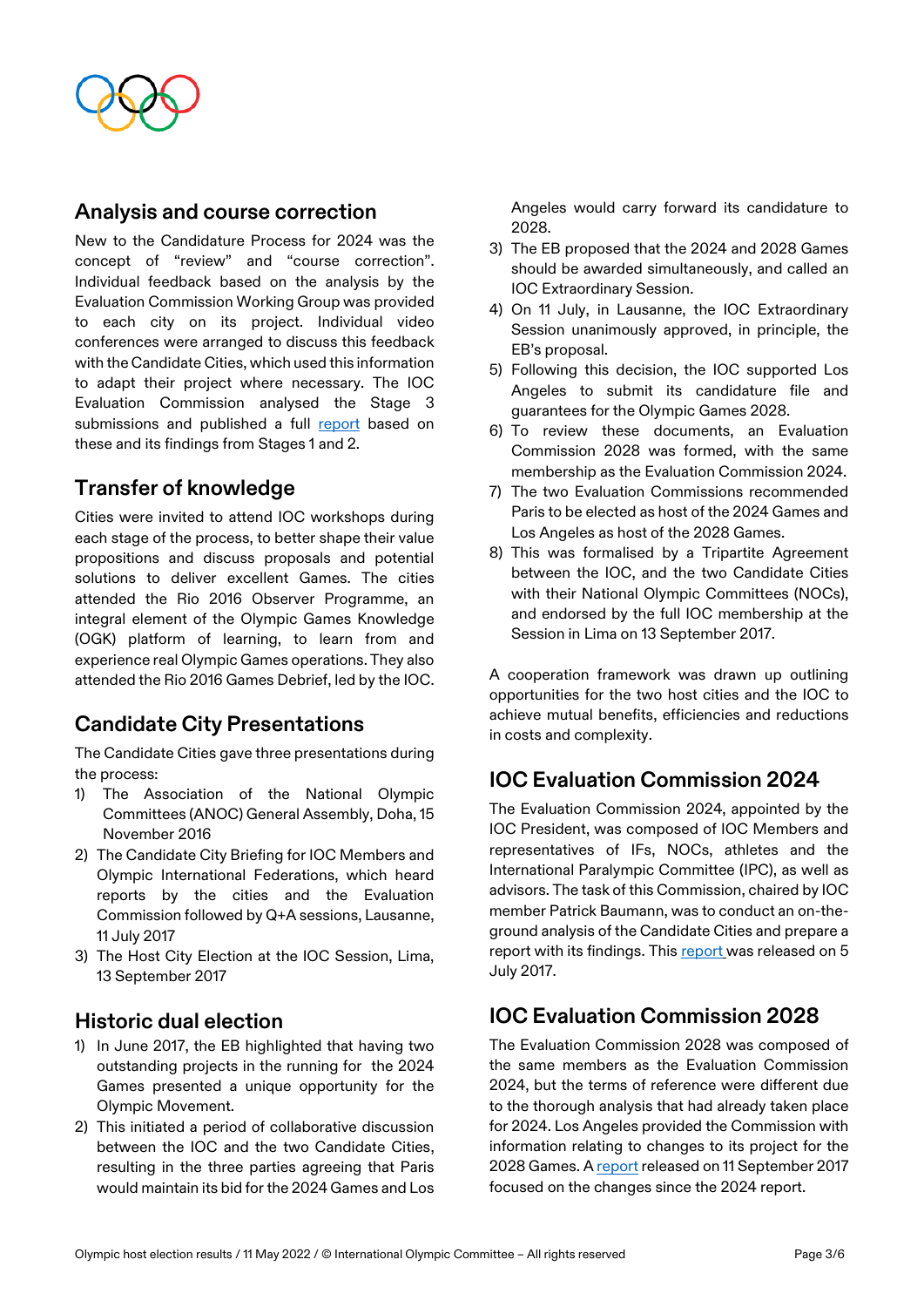## Analysis and course correction

New to the Candidature Process for 2024 was the concept of "review" and "course correction". Individual feedback based on the analysis by the Evaluation Commission Working Group was provided to each city on its project. Individual video conferences were arranged to discuss this feedback with the Candidate Cities, which used this information to adapt their project where necessary. The IOC Evaluation Commission analysed the Stage 3 submissions and published a full report based on these and its findings from Stages 1 and 2.

## Transfer of knowledge

Cities were invited to attend IOC workshops during each stage of the process, to better shape their value propositions and discuss proposals and potential solutions to deliver excellent Games. The cities attended the Rio 2016 Observer Programme, an integral element of the Olympic Games Knowledge (OGK) platform of learning, to learn from and experience real Olympic Games operations. They also attended the Rio 2016 Games Debrief, led by the IOC.

## Candidate City Presentations

The Candidate Cities gave three presentations during the process:

1) The Association of the National Olympic Committees (ANOC) General Assembly, Doha, 15 November 2016
2) The Candidate City Briefing for IOC Members and Olympic International Federations, which heard reports by the cities and the Evaluation Commission followed by Q+A sessions, Lausanne, 11 July 2017
3) The Host City Election at the IOC Session, Lima, 13 September 2017

## Historic dual election

1) In June 2017, the EB highlighted that having two outstanding projects in the running for the 2024 Games presented a unique opportunity for the Olympic Movement.
2) This initiated a period of collaborative discussion between the IOC and the two Candidate Cities, resulting in the three parties agreeing that Paris would maintain its bid for the 2024 Games and Los Angeles would carry forward its candidature to 2028.
3) The EB proposed that the 2024 and 2028 Games should be awarded simultaneously, and called an IOC Extraordinary Session.
4) On 11 July, in Lausanne, the IOC Extraordinary Session unanimously approved, in principle, the EB's proposal.
5) Following this decision, the IOC supported Los Angeles to submit its candidature file and guarantees for the Olympic Games 2028.
6) To review these documents, an Evaluation Commission 2028 was formed, with the same membership as the Evaluation Commission 2024.
7) The two Evaluation Commissions recommended Paris to be elected as host of the 2024 Games and Los Angeles as host of the 2028 Games.
8) This was formalised by a Tripartite Agreement between the IOC, and the two Candidate Cities with their National Olympic Committees (NOCs), and endorsed by the full IOC membership at the Session in Lima on 13 September 2017.

A cooperation framework was drawn up outlining opportunities for the two host cities and the IOC to achieve mutual benefits, efficiencies and reductions in costs and complexity.

## IOC Evaluation Commission 2024

The Evaluation Commission 2024, appointed by the IOC President, was composed of IOC Members and representatives of IFs, NOCs, athletes and the International Paralympic Committee (IPC), as well as advisors. The task of this Commission, chaired by IOC member Patrick Baumann, was to conduct an on-the-ground analysis of the Candidate Cities and prepare a report with its findings. This report was released on 5 July 2017.

## IOC Evaluation Commission 2028

The Evaluation Commission 2028 was composed of the same members as the Evaluation Commission 2024, but the terms of reference were different due to the thorough analysis that had already taken place for 2024. Los Angeles provided the Commission with information relating to changes to its project for the 2028 Games. A report released on 11 September 2017 focused on the changes since the 2024 report.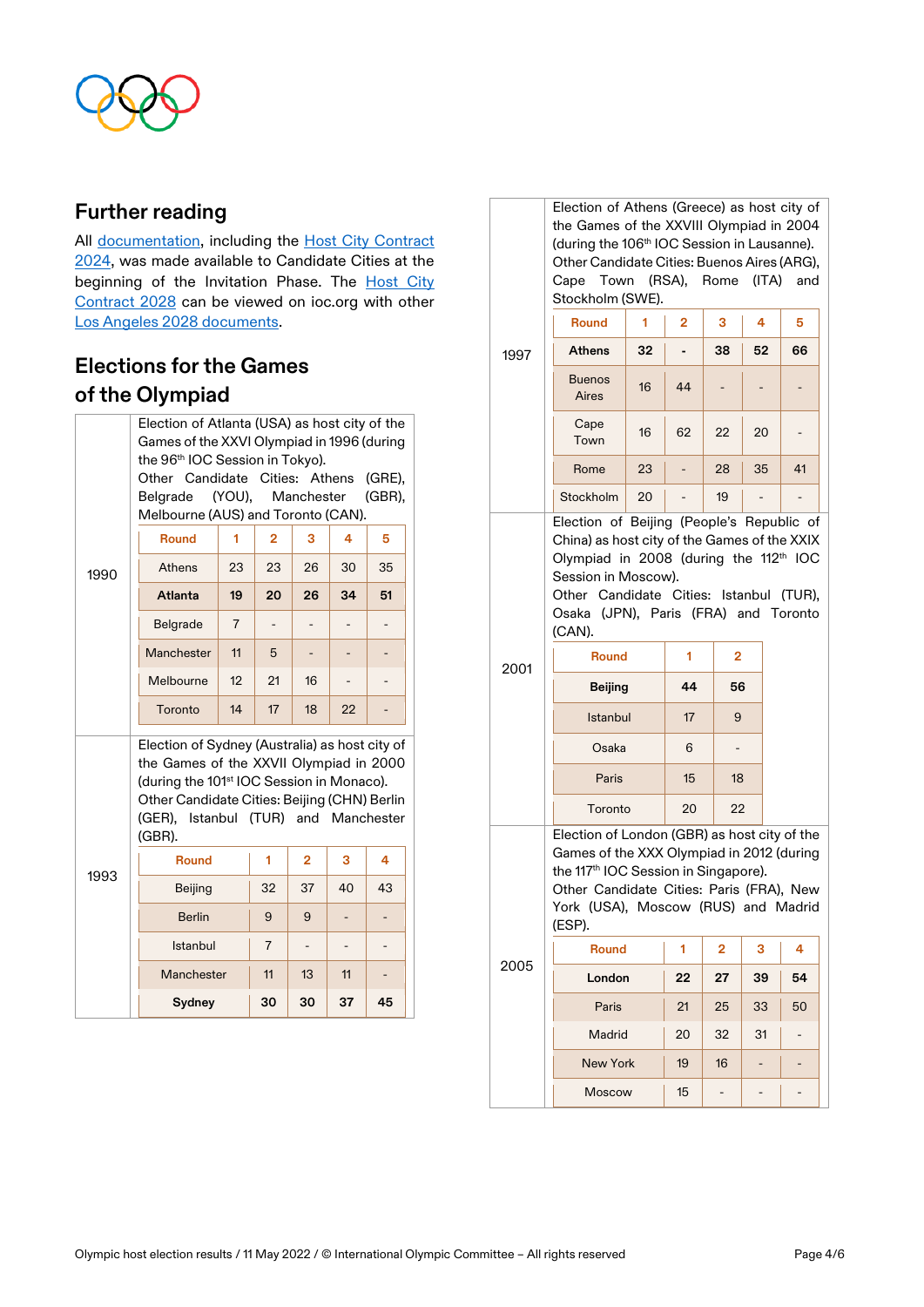## Further reading

All documentation, including the Host City Contract 2024, was made available to Candidate Cities at the beginning of the Invitation Phase. The Host City Contract 2028 can be viewed on ioc.org with other Los Angeles 2028 documents.

## Elections for the Games of the Olympiad

### 1990

Election of Atlanta (USA) as host city of the Games of the XXVI Olympiad in 1996 (during the 96th IOC Session in Tokyo).
Other Candidate Cities: Athens (GRE), Belgrade (YOU), Manchester (GBR), Melbourne (AUS) and Toronto (CAN).

| Round | 1 | 2 | 3 | 4 | 5 |
|---|---|---|---|---|---|
| Athens | 23 | 23 | 26 | 30 | 35 |
| **Atlanta** | **19** | **20** | **26** | **34** | **51** |
| Belgrade | 7 | - | - | - | - |
| Manchester | 11 | 5 | - | - | - |
| Melbourne | 12 | 21 | 16 | - | - |
| Toronto | 14 | 17 | 18 | 22 | - |

### 1993

Election of Sydney (Australia) as host city of the Games of the XXVII Olympiad in 2000 (during the 101st IOC Session in Monaco).
Other Candidate Cities: Beijing (CHN) Berlin (GER), Istanbul (TUR) and Manchester (GBR).

| Round | 1 | 2 | 3 | 4 |
|---|---|---|---|---|
| Beijing | 32 | 37 | 40 | 43 |
| Berlin | 9 | 9 | - | - |
| Istanbul | 7 | - | - | - |
| Manchester | 11 | 13 | 11 | - |
| **Sydney** | **30** | **30** | **37** | **45** |

### 1997

Election of Athens (Greece) as host city of the Games of the XXVIII Olympiad in 2004 (during the 106th IOC Session in Lausanne).
Other Candidate Cities: Buenos Aires (ARG), Cape Town (RSA), Rome (ITA) and Stockholm (SWE).

| Round | 1 | 2 | 3 | 4 | 5 |
|---|---|---|---|---|---|
| **Athens** | **32** | **-** | **38** | **52** | **66** |
| Buenos Aires | 16 | 44 | - | - | - |
| Cape Town | 16 | 62 | 22 | 20 | - |
| Rome | 23 | - | 28 | 35 | 41 |
| Stockholm | 20 | - | 19 | - | - |

### 2001

Election of Beijing (People's Republic of China) as host city of the Games of the XXIX Olympiad in 2008 (during the 112th IOC Session in Moscow).
Other Candidate Cities: Istanbul (TUR), Osaka (JPN), Paris (FRA) and Toronto (CAN).

| Round | 1 | 2 |
|---|---|---|
| **Beijing** | **44** | **56** |
| Istanbul | 17 | 9 |
| Osaka | 6 | - |
| Paris | 15 | 18 |
| Toronto | 20 | 22 |

### 2005

Election of London (GBR) as host city of the Games of the XXX Olympiad in 2012 (during the 117th IOC Session in Singapore).
Other Candidate Cities: Paris (FRA), New York (USA), Moscow (RUS) and Madrid (ESP).

| Round | 1 | 2 | 3 | 4 |
|---|---|---|---|---|
| **London** | **22** | **27** | **39** | **54** |
| Paris | 21 | 25 | 33 | 50 |
| Madrid | 20 | 32 | 31 | - |
| New York | 19 | 16 | - | - |
| Moscow | 15 | - | - | - |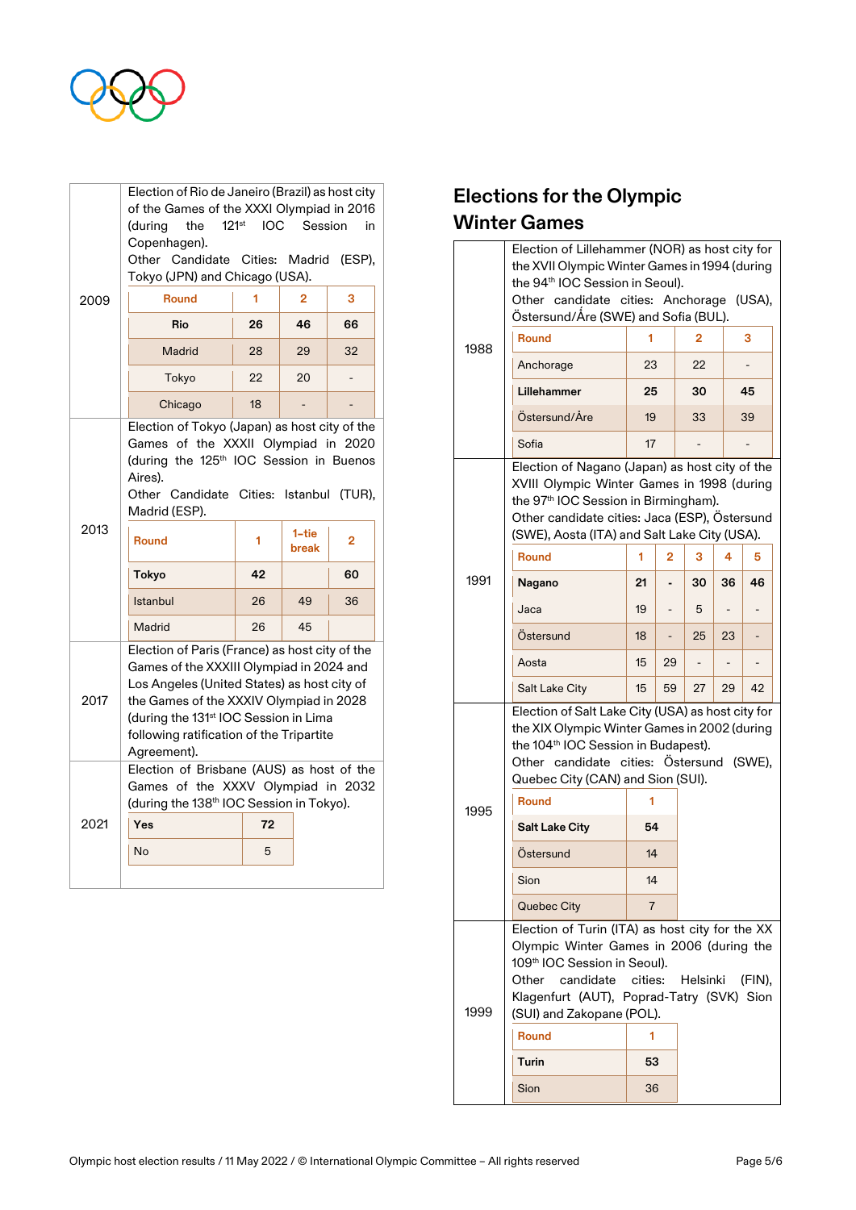| | |
|---|---|
| 2009 | Election of Rio de Janeiro (Brazil) as host city of the Games of the XXXI Olympiad in 2016 (during the 121st IOC Session in Copenhagen). Other Candidate Cities: Madrid (ESP), Tokyo (JPN) and Chicago (USA). |

| Round | 1 | 2 | 3 |
|---|---|---|---|
| **Rio** | **26** | **46** | **66** |
| Madrid | 28 | 29 | 32 |
| Tokyo | 22 | 20 | - |
| Chicago | 18 | - | - |

| | |
|---|---|
| 2013 | Election of Tokyo (Japan) as host city of the Games of the XXXII Olympiad in 2020 (during the 125th IOC Session in Buenos Aires). Other Candidate Cities: Istanbul (TUR), Madrid (ESP). |

| Round | 1 | 1-tie break | 2 |
|---|---|---|---|
| **Tokyo** | **42** | | **60** |
| Istanbul | 26 | 49 | 36 |
| Madrid | 26 | 45 | |

| | |
|---|---|
| 2017 | Election of Paris (France) as host city of the Games of the XXXIII Olympiad in 2024 and Los Angeles (United States) as host city of the Games of the XXXIV Olympiad in 2028 (during the 131st IOC Session in Lima following ratification of the Tripartite Agreement). |
| 2021 | Election of Brisbane (AUS) as host of the Games of the XXXV Olympiad in 2032 (during the 138th IOC Session in Tokyo). |

| | |
|---|---|
| **Yes** | **72** |
| No | 5 |

## Elections for the Olympic Winter Games

| | |
|---|---|
| 1988 | Election of Lillehammer (NOR) as host city for the XVII Olympic Winter Games in 1994 (during the 94th IOC Session in Seoul). Other candidate cities: Anchorage (USA), Östersund/Åre (SWE) and Sofia (BUL). |

| Round | 1 | 2 | 3 |
|---|---|---|---|
| Anchorage | 23 | 22 | - |
| **Lillehammer** | **25** | **30** | **45** |
| Östersund/Åre | 19 | 33 | 39 |
| Sofia | 17 | - | - |

| | |
|---|---|
| 1991 | Election of Nagano (Japan) as host city of the XVIII Olympic Winter Games in 1998 (during the 97th IOC Session in Birmingham). Other candidate cities: Jaca (ESP), Östersund (SWE), Aosta (ITA) and Salt Lake City (USA). |

| Round | 1 | 2 | 3 | 4 | 5 |
|---|---|---|---|---|---|
| **Nagano** | **21** | **-** | **30** | **36** | **46** |
| Jaca | 19 | - | 5 | - | - |
| Östersund | 18 | - | 25 | 23 | - |
| Aosta | 15 | 29 | - | - | - |
| Salt Lake City | 15 | 59 | 27 | 29 | 42 |

| | |
|---|---|
| 1995 | Election of Salt Lake City (USA) as host city for the XIX Olympic Winter Games in 2002 (during the 104th IOC Session in Budapest). Other candidate cities: Östersund (SWE), Quebec City (CAN) and Sion (SUI). |

| Round | 1 |
|---|---|
| **Salt Lake City** | **54** |
| Östersund | 14 |
| Sion | 14 |
| Quebec City | 7 |

| | |
|---|---|
| 1999 | Election of Turin (ITA) as host city for the XX Olympic Winter Games in 2006 (during the 109th IOC Session in Seoul). Other candidate cities: Helsinki (FIN), Klagenfurt (AUT), Poprad-Tatry (SVK) Sion (SUI) and Zakopane (POL). |

| Round | 1 |
|---|---|
| **Turin** | **53** |
| Sion | 36 |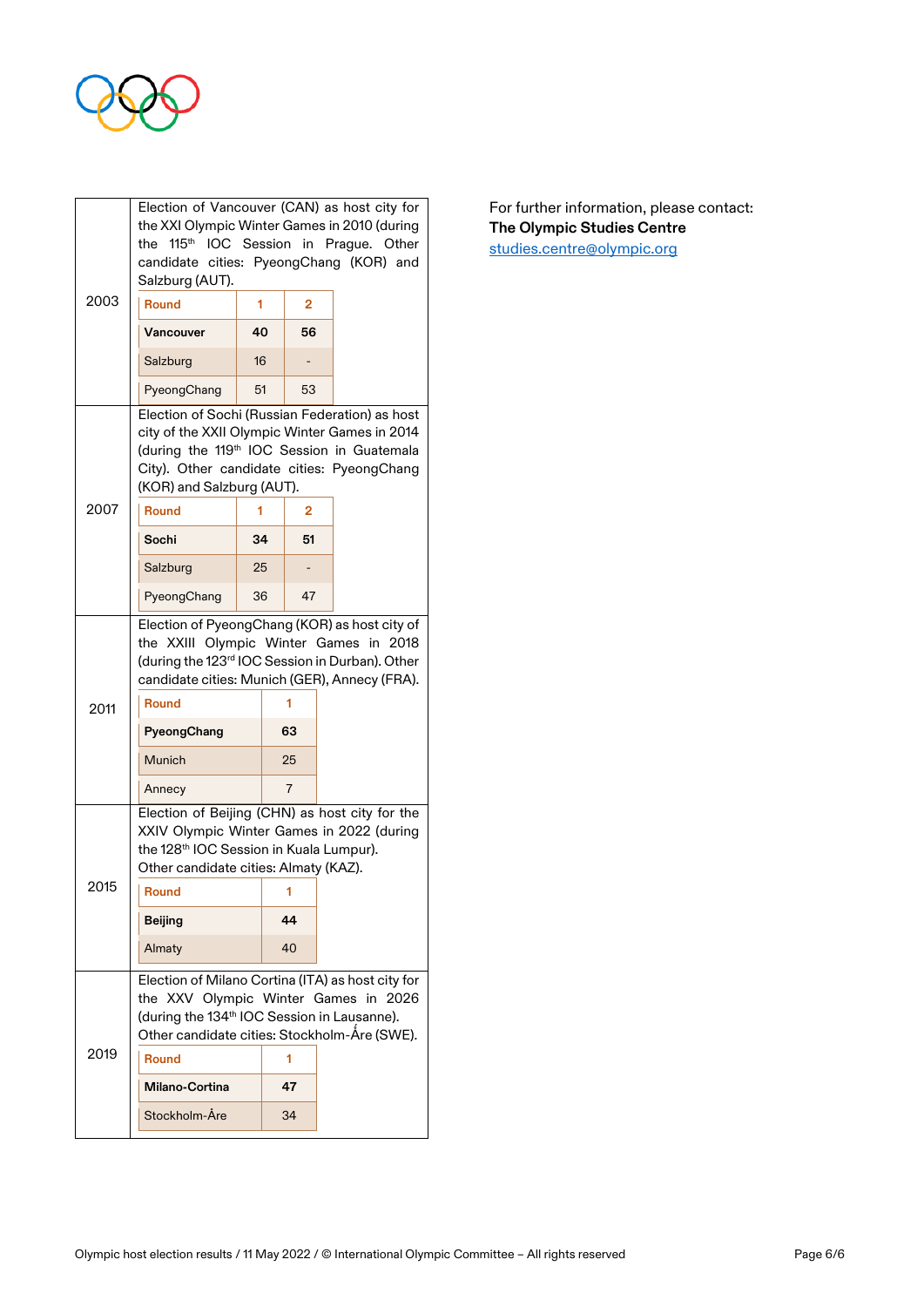| | |
|---|---|
| 2003 | Election of Vancouver (CAN) as host city for the XXI Olympic Winter Games in 2010 (during the 115th IOC Session in Prague. Other candidate cities: PyeongChang (KOR) and Salzburg (AUT). |

| Round | 1 | 2 |
|---|---|---|
| **Vancouver** | **40** | **56** |
| Salzburg | 16 | - |
| PyeongChang | 51 | 53 |

| | |
|---|---|
| 2007 | Election of Sochi (Russian Federation) as host city of the XXII Olympic Winter Games in 2014 (during the 119th IOC Session in Guatemala City). Other candidate cities: PyeongChang (KOR) and Salzburg (AUT). |

| Round | 1 | 2 |
|---|---|---|
| **Sochi** | **34** | **51** |
| Salzburg | 25 | - |
| PyeongChang | 36 | 47 |

| | |
|---|---|
| 2011 | Election of PyeongChang (KOR) as host city of the XXIII Olympic Winter Games in 2018 (during the 123rd IOC Session in Durban). Other candidate cities: Munich (GER), Annecy (FRA). |

| Round | 1 |
|---|---|
| **PyeongChang** | **63** |
| Munich | 25 |
| Annecy | 7 |

| | |
|---|---|
| 2015 | Election of Beijing (CHN) as host city for the XXIV Olympic Winter Games in 2022 (during the 128th IOC Session in Kuala Lumpur). Other candidate cities: Almaty (KAZ). |

| Round | 1 |
|---|---|
| **Beijing** | **44** |
| Almaty | 40 |

| | |
|---|---|
| 2019 | Election of Milano Cortina (ITA) as host city for the XXV Olympic Winter Games in 2026 (during the 134th IOC Session in Lausanne). Other candidate cities: Stockholm-Åre (SWE). |

| Round | 1 |
|---|---|
| **Milano-Cortina** | **47** |
| Stockholm-Åre | 34 |

For further information, please contact:
**The Olympic Studies Centre**
studies.centre@olympic.org